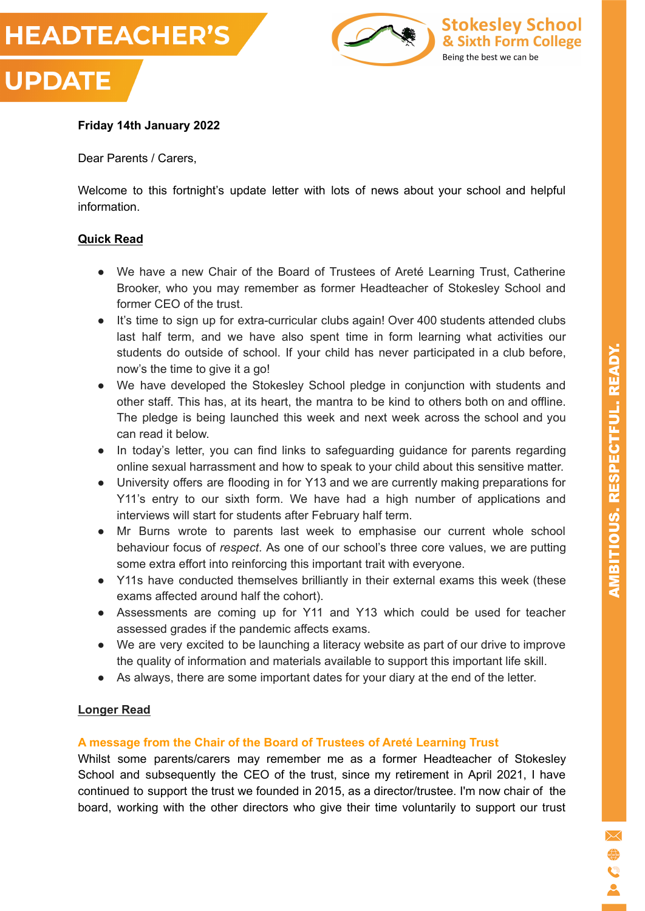# HEADTEACHER'S UPDATE

Stokesley School & Sixth Form College

Being the best we can be

**Friday 14th January 2022**

Dear Parents / Carers,

Welcome to this fortnight's update letter with lots of news about your school and helpful information.

## Quick Read

- We have a new Chair of the Board of Trustees of Areté Learning Trust, Catherine Brooker, who you may remember as former Headteacher of Stokesley School and former CEO of the trust.
- It's time to sign up for extra-curricular clubs again! Over 400 students attended clubs last half term, and we have also spent time in form learning what activities our students do outside of school. If your child has never participated in a club before, now's the time to give it a go!
- We have developed the Stokesley School pledge in conjunction with students and other staff. This has, at its heart, the mantra to be kind to others both on and offline. The pledge is being launched this week and next week across the school and you can read it below.
- In today's letter, you can find links to safeguarding guidance for parents regarding online sexual harrassment and how to speak to your child about this sensitive matter.
- University offers are flooding in for Y13 and we are currently making preparations for Y11's entry to our sixth form. We have had a high number of applications and interviews will start for students after February half term.
- Mr Burns wrote to parents last week to emphasise our current whole school behaviour focus of *respect*. As one of our school's three core values, we are putting some extra effort into reinforcing this important trait with everyone.
- Y11s have conducted themselves brilliantly in their external exams this week (these exams affected around half the cohort).
- Assessments are coming up for Y11 and Y13 which could be used for teacher assessed grades if the pandemic affects exams.
- We are very excited to be launching a literacy website as part of our drive to improve the quality of information and materials available to support this important life skill.
- As always, there are some important dates for your diary at the end of the letter.

## Longer Read

### A message from the Chair of the Board of Trustees of Areté Learning Trust

Whilst some parents/carers may remember me as a former Headteacher of Stokesley School and subsequently the CEO of the trust, since my retirement in April 2021, I have continued to support the trust we founded in 2015, as a director/trustee. I'm now chair of the board, working with the other directors who give their time voluntarily to support our trust

AMBITIOUS. RESPECTFUL. READY.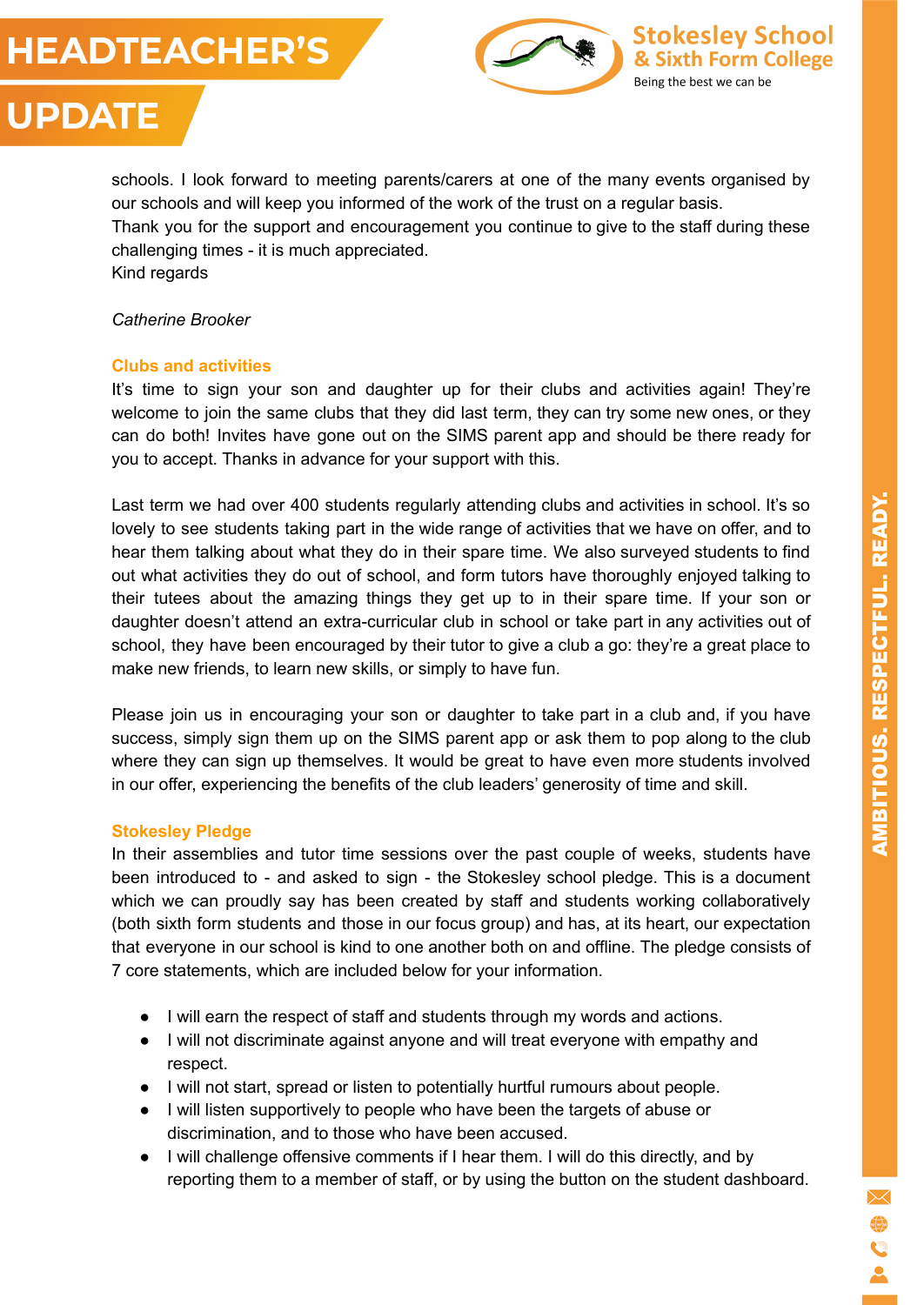schools. I look forward to meeting parents/carers at one of the many events organised by our schools and will keep you informed of the work of the trust on a regular basis.
Thank you for the support and encouragement you continue to give to the staff during these challenging times - it is much appreciated.
Kind regards

*Catherine Brooker*

## Clubs and activities

It's time to sign your son and daughter up for their clubs and activities again! They're welcome to join the same clubs that they did last term, they can try some new ones, or they can do both! Invites have gone out on the SIMS parent app and should be there ready for you to accept. Thanks in advance for your support with this.

Last term we had over 400 students regularly attending clubs and activities in school. It's so lovely to see students taking part in the wide range of activities that we have on offer, and to hear them talking about what they do in their spare time. We also surveyed students to find out what activities they do out of school, and form tutors have thoroughly enjoyed talking to their tutees about the amazing things they get up to in their spare time. If your son or daughter doesn't attend an extra-curricular club in school or take part in any activities out of school, they have been encouraged by their tutor to give a club a go: they're a great place to make new friends, to learn new skills, or simply to have fun.

Please join us in encouraging your son or daughter to take part in a club and, if you have success, simply sign them up on the SIMS parent app or ask them to pop along to the club where they can sign up themselves. It would be great to have even more students involved in our offer, experiencing the benefits of the club leaders' generosity of time and skill.

## Stokesley Pledge

In their assemblies and tutor time sessions over the past couple of weeks, students have been introduced to - and asked to sign - the Stokesley school pledge. This is a document which we can proudly say has been created by staff and students working collaboratively (both sixth form students and those in our focus group) and has, at its heart, our expectation that everyone in our school is kind to one another both on and offline. The pledge consists of 7 core statements, which are included below for your information.

- I will earn the respect of staff and students through my words and actions.
- I will not discriminate against anyone and will treat everyone with empathy and respect.
- I will not start, spread or listen to potentially hurtful rumours about people.
- I will listen supportively to people who have been the targets of abuse or discrimination, and to those who have been accused.
- I will challenge offensive comments if I hear them. I will do this directly, and by reporting them to a member of staff, or by using the button on the student dashboard.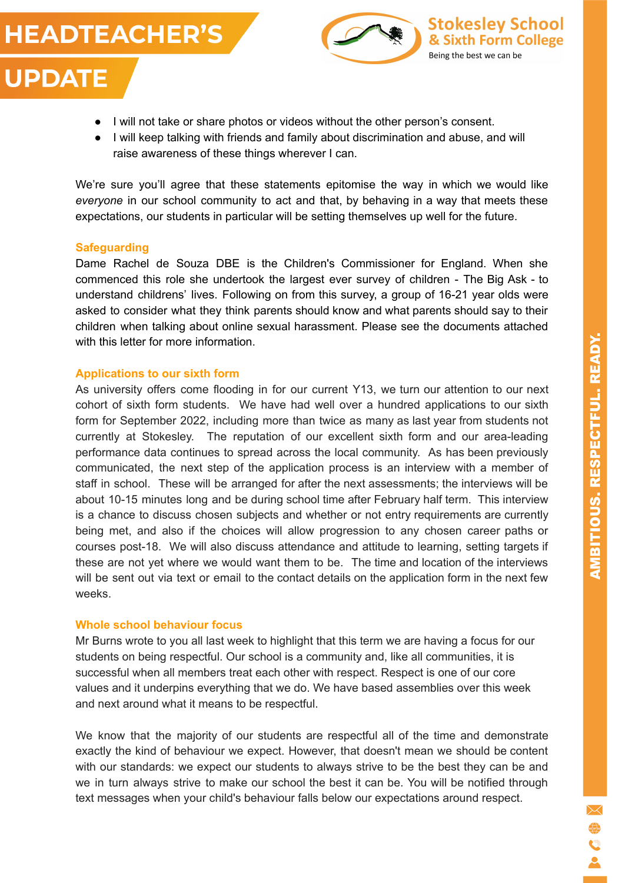- I will not take or share photos or videos without the other person's consent.
- I will keep talking with friends and family about discrimination and abuse, and will raise awareness of these things wherever I can.

We're sure you'll agree that these statements epitomise the way in which we would like *everyone* in our school community to act and that, by behaving in a way that meets these expectations, our students in particular will be setting themselves up well for the future.

### Safeguarding

Dame Rachel de Souza DBE is the Children's Commissioner for England. When she commenced this role she undertook the largest ever survey of children - The Big Ask - to understand childrens' lives. Following on from this survey, a group of 16-21 year olds were asked to consider what they think parents should know and what parents should say to their children when talking about online sexual harassment. Please see the documents attached with this letter for more information.

### Applications to our sixth form

As university offers come flooding in for our current Y13, we turn our attention to our next cohort of sixth form students. We have had well over a hundred applications to our sixth form for September 2022, including more than twice as many as last year from students not currently at Stokesley. The reputation of our excellent sixth form and our area-leading performance data continues to spread across the local community. As has been previously communicated, the next step of the application process is an interview with a member of staff in school. These will be arranged for after the next assessments; the interviews will be about 10-15 minutes long and be during school time after February half term. This interview is a chance to discuss chosen subjects and whether or not entry requirements are currently being met, and also if the choices will allow progression to any chosen career paths or courses post-18. We will also discuss attendance and attitude to learning, setting targets if these are not yet where we would want them to be. The time and location of the interviews will be sent out via text or email to the contact details on the application form in the next few weeks.

### Whole school behaviour focus

Mr Burns wrote to you all last week to highlight that this term we are having a focus for our students on being respectful. Our school is a community and, like all communities, it is successful when all members treat each other with respect. Respect is one of our core values and it underpins everything that we do. We have based assemblies over this week and next around what it means to be respectful.

We know that the majority of our students are respectful all of the time and demonstrate exactly the kind of behaviour we expect. However, that doesn't mean we should be content with our standards: we expect our students to always strive to be the best they can be and we in turn always strive to make our school the best it can be. You will be notified through text messages when your child's behaviour falls below our expectations around respect.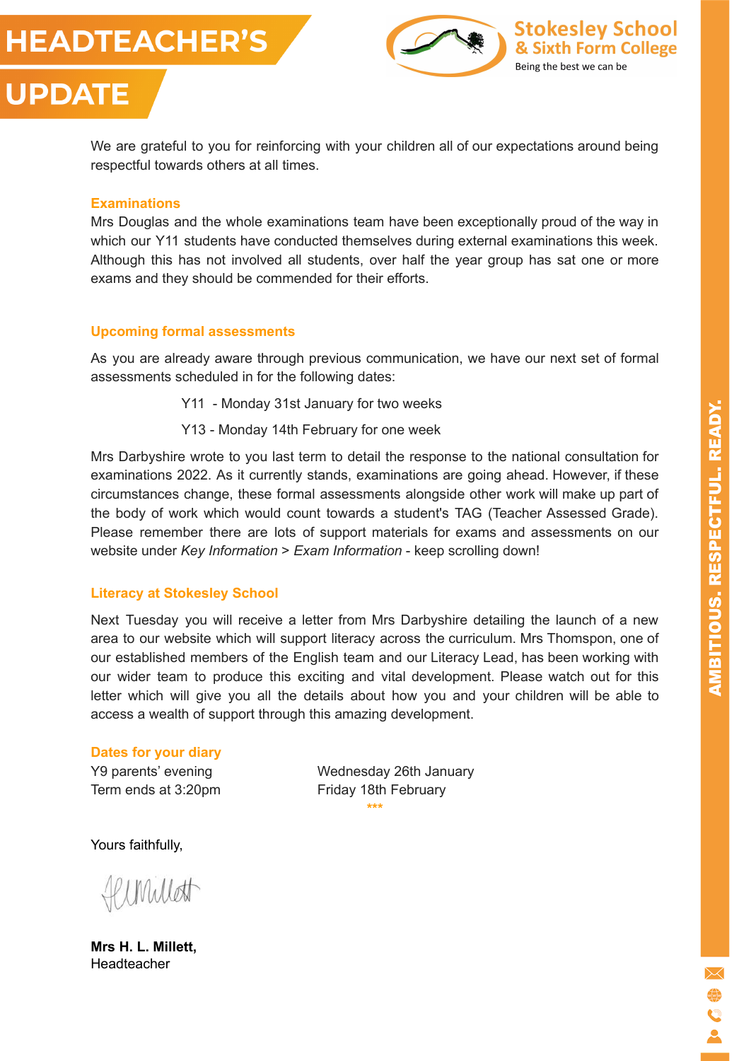We are grateful to you for reinforcing with your children all of our expectations around being respectful towards others at all times.

## Examinations

Mrs Douglas and the whole examinations team have been exceptionally proud of the way in which our Y11 students have conducted themselves during external examinations this week. Although this has not involved all students, over half the year group has sat one or more exams and they should be commended for their efforts.

## Upcoming formal assessments

As you are already aware through previous communication, we have our next set of formal assessments scheduled in for the following dates:

Y11 - Monday 31st January for two weeks

Y13 - Monday 14th February for one week

Mrs Darbyshire wrote to you last term to detail the response to the national consultation for examinations 2022. As it currently stands, examinations are going ahead. However, if these circumstances change, these formal assessments alongside other work will make up part of the body of work which would count towards a student's TAG (Teacher Assessed Grade). Please remember there are lots of support materials for exams and assessments on our website under *Key Information* > *Exam Information* - keep scrolling down!

## Literacy at Stokesley School

Next Tuesday you will receive a letter from Mrs Darbyshire detailing the launch of a new area to our website which will support literacy across the curriculum. Mrs Thomspon, one of our established members of the English team and our Literacy Lead, has been working with our wider team to produce this exciting and vital development. Please watch out for this letter which will give you all the details about how you and your children will be able to access a wealth of support through this amazing development.

## Dates for your diary

| | |
|---|---|
| Y9 parents' evening | Wednesday 26th January |
| Term ends at 3:20pm | Friday 18th February |

***

Yours faithfully,

**Mrs H. L. Millett,**
Headteacher